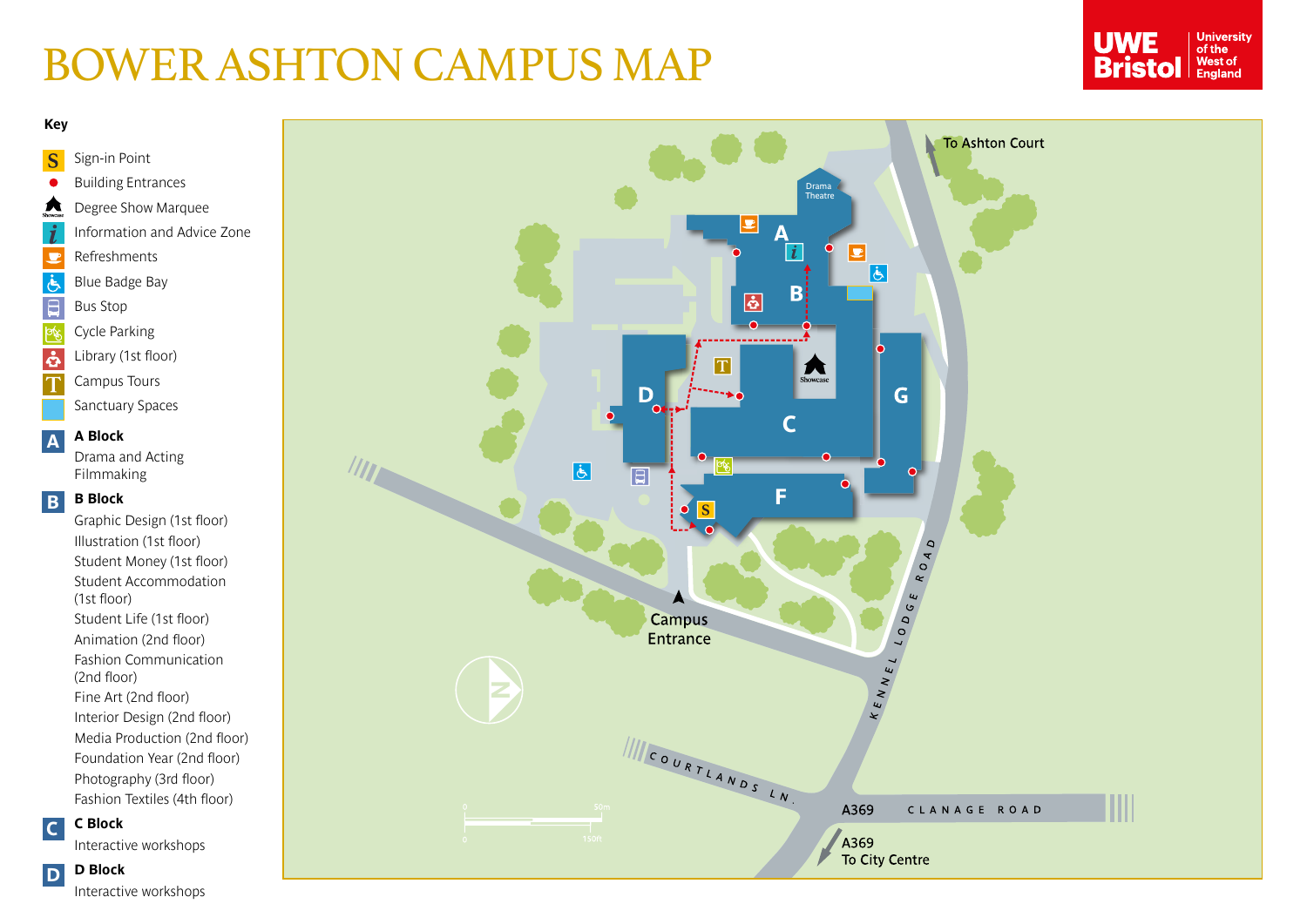# BOWER ASHTON CAMPUS MAP

UWE Bristol – University of the West of England

## Key

- S – Sign-in Point
- Building Entrances
- Degree Show Marquee
- Information and Advice Zone
- Refreshments
- Blue Badge Bay
- Bus Stop
- Cycle Parking
- Library (1st floor)
- Campus Tours
- Sanctuary Spaces

### A Block

Drama and Acting
Filmmaking

### B Block

Graphic Design (1st floor)
Illustration (1st floor)
Student Money (1st floor)
Student Accommodation (1st floor)
Student Life (1st floor)
Animation (2nd floor)
Fashion Communication (2nd floor)
Fine Art (2nd floor)
Interior Design (2nd floor)
Media Production (2nd floor)
Foundation Year (2nd floor)
Photography (3rd floor)
Fashion Textiles (4th floor)

### C Block

Interactive workshops

### D Block

Interactive workshops

Drama Theatre
A
B
C
D
F
G
Showcase
To Ashton Court
Campus Entrance
KENNEL LODGE ROAD
COURTLANDS LN.
A369 CLANAGE ROAD
A369 To City Centre
N
0 50m
0 150ft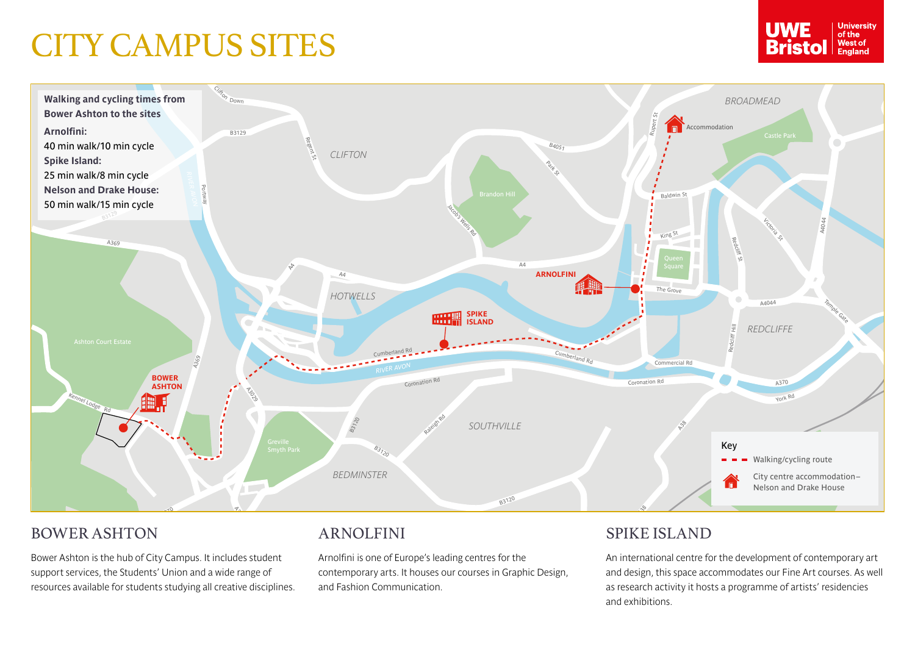# CITY CAMPUS SITES

UWE Bristol University of the West of England

**Walking and cycling times from Bower Ashton to the sites**

**Arnolfini:**
40 min walk/10 min cycle

**Spike Island:**
25 min walk/8 min cycle

**Nelson and Drake House:**
50 min walk/15 min cycle

Key

Walking/cycling route

City centre accommodation– Nelson and Drake House

## BOWER ASHTON

Bower Ashton is the hub of City Campus. It includes student support services, the Students' Union and a wide range of resources available for students studying all creative disciplines.

## ARNOLFINI

Arnolfini is one of Europe's leading centres for the contemporary arts. It houses our courses in Graphic Design, and Fashion Communication.

## SPIKE ISLAND

An international centre for the development of contemporary art and design, this space accommodates our Fine Art courses. As well as research activity it hosts a programme of artists' residencies and exhibitions.